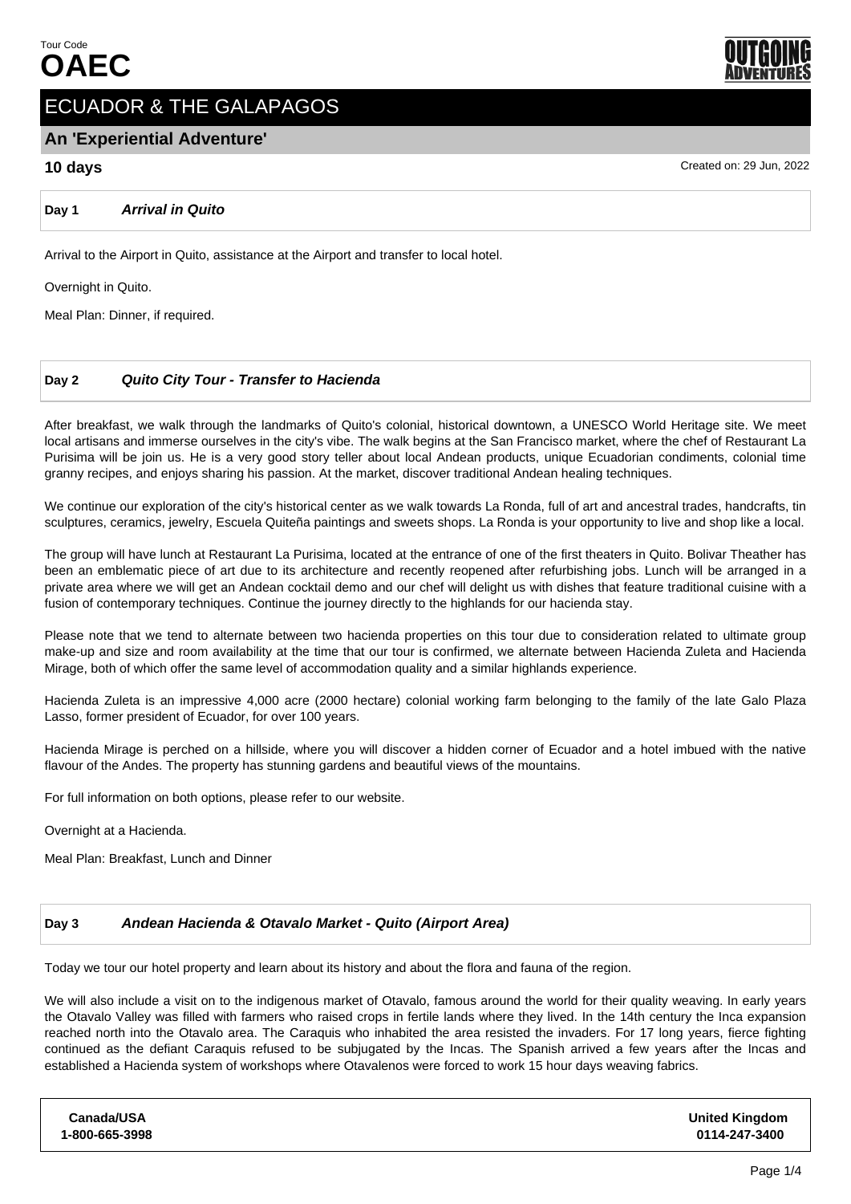Tour Code
# OAEC

## ECUADOR & THE GALAPAGOS

### An 'Experiential Adventure'

**10 days**

Created on: 29 Jun, 2022

### Day 1 — *Arrival in Quito*

Arrival to the Airport in Quito, assistance at the Airport and transfer to local hotel.

Overnight in Quito.

Meal Plan: Dinner, if required.

### Day 2 — *Quito City Tour - Transfer to Hacienda*

After breakfast, we walk through the landmarks of Quito's colonial, historical downtown, a UNESCO World Heritage site. We meet local artisans and immerse ourselves in the city's vibe. The walk begins at the San Francisco market, where the chef of Restaurant La Purisima will be join us. He is a very good story teller about local Andean products, unique Ecuadorian condiments, colonial time granny recipes, and enjoys sharing his passion. At the market, discover traditional Andean healing techniques.

We continue our exploration of the city's historical center as we walk towards La Ronda, full of art and ancestral trades, handcrafts, tin sculptures, ceramics, jewelry, Escuela Quiteña paintings and sweets shops. La Ronda is your opportunity to live and shop like a local.

The group will have lunch at Restaurant La Purisima, located at the entrance of one of the first theaters in Quito. Bolivar Theather has been an emblematic piece of art due to its architecture and recently reopened after refurbishing jobs. Lunch will be arranged in a private area where we will get an Andean cocktail demo and our chef will delight us with dishes that feature traditional cuisine with a fusion of contemporary techniques. Continue the journey directly to the highlands for our hacienda stay.

Please note that we tend to alternate between two hacienda properties on this tour due to consideration related to ultimate group make-up and size and room availability at the time that our tour is confirmed, we alternate between Hacienda Zuleta and Hacienda Mirage, both of which offer the same level of accommodation quality and a similar highlands experience.

Hacienda Zuleta is an impressive 4,000 acre (2000 hectare) colonial working farm belonging to the family of the late Galo Plaza Lasso, former president of Ecuador, for over 100 years.

Hacienda Mirage is perched on a hillside, where you will discover a hidden corner of Ecuador and a hotel imbued with the native flavour of the Andes. The property has stunning gardens and beautiful views of the mountains.

For full information on both options, please refer to our website.

Overnight at a Hacienda.

Meal Plan: Breakfast, Lunch and Dinner

### Day 3 — *Andean Hacienda & Otavalo Market - Quito (Airport Area)*

Today we tour our hotel property and learn about its history and about the flora and fauna of the region.

We will also include a visit on to the indigenous market of Otavalo, famous around the world for their quality weaving. In early years the Otavalo Valley was filled with farmers who raised crops in fertile lands where they lived. In the 14th century the Inca expansion reached north into the Otavalo area. The Caraquis who inhabited the area resisted the invaders. For 17 long years, fierce fighting continued as the defiant Caraquis refused to be subjugated by the Incas. The Spanish arrived a few years after the Incas and established a Hacienda system of workshops where Otavalenos were forced to work 15 hour days weaving fabrics.

**Canada/USA**
**1-800-665-3998**

**United Kingdom**
**0114-247-3400**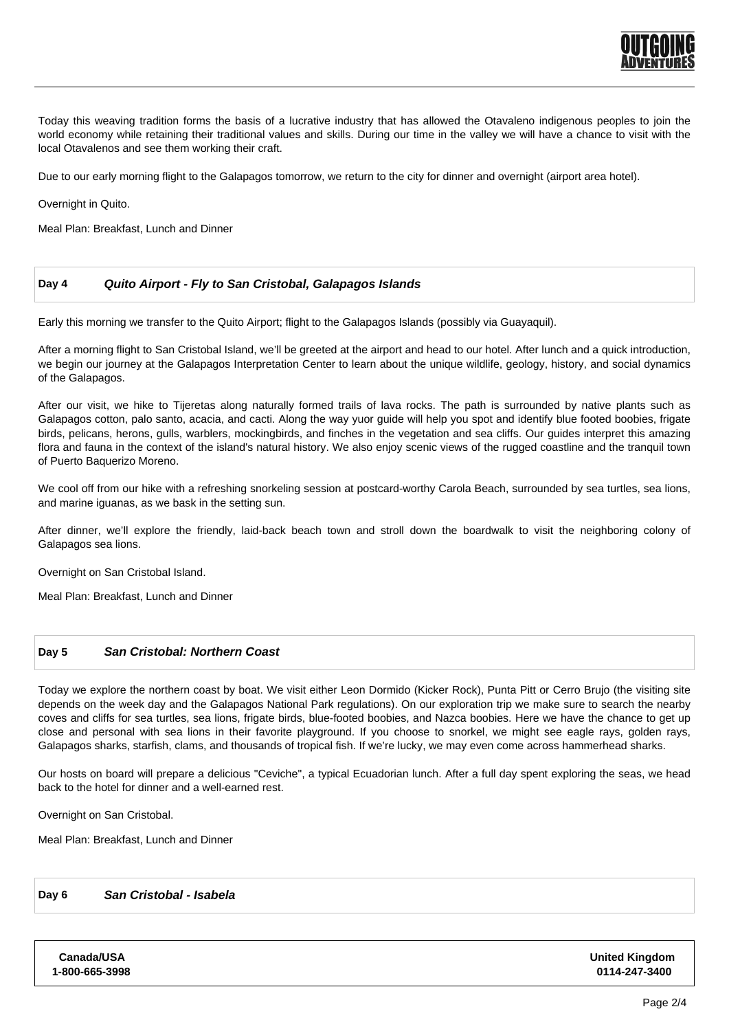Today this weaving tradition forms the basis of a lucrative industry that has allowed the Otavaleno indigenous peoples to join the world economy while retaining their traditional values and skills. During our time in the valley we will have a chance to visit with the local Otavalenos and see them working their craft.

Due to our early morning flight to the Galapagos tomorrow, we return to the city for dinner and overnight (airport area hotel).

Overnight in Quito.

Meal Plan: Breakfast, Lunch and Dinner

## Day 4 *Quito Airport - Fly to San Cristobal, Galapagos Islands*

Early this morning we transfer to the Quito Airport; flight to the Galapagos Islands (possibly via Guayaquil).

After a morning flight to San Cristobal Island, we'll be greeted at the airport and head to our hotel. After lunch and a quick introduction, we begin our journey at the Galapagos Interpretation Center to learn about the unique wildlife, geology, history, and social dynamics of the Galapagos.

After our visit, we hike to Tijeretas along naturally formed trails of lava rocks. The path is surrounded by native plants such as Galapagos cotton, palo santo, acacia, and cacti. Along the way yuor guide will help you spot and identify blue footed boobies, frigate birds, pelicans, herons, gulls, warblers, mockingbirds, and finches in the vegetation and sea cliffs. Our guides interpret this amazing flora and fauna in the context of the island's natural history. We also enjoy scenic views of the rugged coastline and the tranquil town of Puerto Baquerizo Moreno.

We cool off from our hike with a refreshing snorkeling session at postcard-worthy Carola Beach, surrounded by sea turtles, sea lions, and marine iguanas, as we bask in the setting sun.

After dinner, we'll explore the friendly, laid-back beach town and stroll down the boardwalk to visit the neighboring colony of Galapagos sea lions.

Overnight on San Cristobal Island.

Meal Plan: Breakfast, Lunch and Dinner

## Day 5 *San Cristobal: Northern Coast*

Today we explore the northern coast by boat. We visit either Leon Dormido (Kicker Rock), Punta Pitt or Cerro Brujo (the visiting site depends on the week day and the Galapagos National Park regulations). On our exploration trip we make sure to search the nearby coves and cliffs for sea turtles, sea lions, frigate birds, blue-footed boobies, and Nazca boobies. Here we have the chance to get up close and personal with sea lions in their favorite playground. If you choose to snorkel, we might see eagle rays, golden rays, Galapagos sharks, starfish, clams, and thousands of tropical fish. If we're lucky, we may even come across hammerhead sharks.

Our hosts on board will prepare a delicious "Ceviche", a typical Ecuadorian lunch. After a full day spent exploring the seas, we head back to the hotel for dinner and a well-earned rest.

Overnight on San Cristobal.

Meal Plan: Breakfast, Lunch and Dinner

## Day 6 *San Cristobal - Isabela*

**Canada/USA**
**1-800-665-3998**

**United Kingdom**
**0114-247-3400**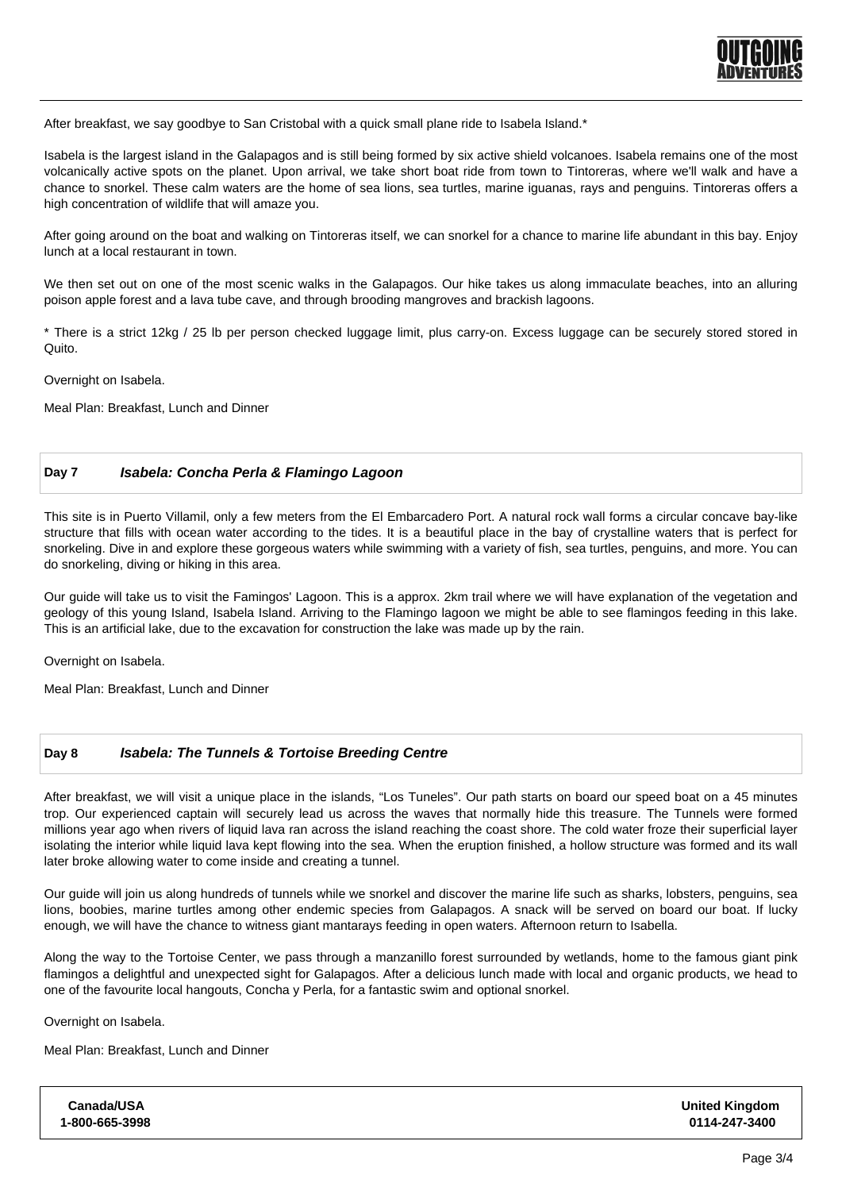After breakfast, we say goodbye to San Cristobal with a quick small plane ride to Isabela Island.*

Isabela is the largest island in the Galapagos and is still being formed by six active shield volcanoes. Isabela remains one of the most volcanically active spots on the planet. Upon arrival, we take short boat ride from town to Tintoreras, where we'll walk and have a chance to snorkel. These calm waters are the home of sea lions, sea turtles, marine iguanas, rays and penguins. Tintoreras offers a high concentration of wildlife that will amaze you.

After going around on the boat and walking on Tintoreras itself, we can snorkel for a chance to marine life abundant in this bay. Enjoy lunch at a local restaurant in town.

We then set out on one of the most scenic walks in the Galapagos. Our hike takes us along immaculate beaches, into an alluring poison apple forest and a lava tube cave, and through brooding mangroves and brackish lagoons.

* There is a strict 12kg / 25 lb per person checked luggage limit, plus carry-on. Excess luggage can be securely stored stored in Quito.

Overnight on Isabela.

Meal Plan: Breakfast, Lunch and Dinner

## Day 7 *Isabela: Concha Perla & Flamingo Lagoon*

This site is in Puerto Villamil, only a few meters from the El Embarcadero Port. A natural rock wall forms a circular concave bay-like structure that fills with ocean water according to the tides. It is a beautiful place in the bay of crystalline waters that is perfect for snorkeling. Dive in and explore these gorgeous waters while swimming with a variety of fish, sea turtles, penguins, and more. You can do snorkeling, diving or hiking in this area.

Our guide will take us to visit the Famingos' Lagoon. This is a approx. 2km trail where we will have explanation of the vegetation and geology of this young Island, Isabela Island. Arriving to the Flamingo lagoon we might be able to see flamingos feeding in this lake. This is an artificial lake, due to the excavation for construction the lake was made up by the rain.

Overnight on Isabela.

Meal Plan: Breakfast, Lunch and Dinner

## Day 8 *Isabela: The Tunnels & Tortoise Breeding Centre*

After breakfast, we will visit a unique place in the islands, “Los Tuneles”. Our path starts on board our speed boat on a 45 minutes trop. Our experienced captain will securely lead us across the waves that normally hide this treasure. The Tunnels were formed millions year ago when rivers of liquid lava ran across the island reaching the coast shore. The cold water froze their superficial layer isolating the interior while liquid lava kept flowing into the sea. When the eruption finished, a hollow structure was formed and its wall later broke allowing water to come inside and creating a tunnel.

Our guide will join us along hundreds of tunnels while we snorkel and discover the marine life such as sharks, lobsters, penguins, sea lions, boobies, marine turtles among other endemic species from Galapagos. A snack will be served on board our boat. If lucky enough, we will have the chance to witness giant mantarays feeding in open waters. Afternoon return to Isabella.

Along the way to the Tortoise Center, we pass through a manzanillo forest surrounded by wetlands, home to the famous giant pink flamingos a delightful and unexpected sight for Galapagos. After a delicious lunch made with local and organic products, we head to one of the favourite local hangouts, Concha y Perla, for a fantastic swim and optional snorkel.

Overnight on Isabela.

Meal Plan: Breakfast, Lunch and Dinner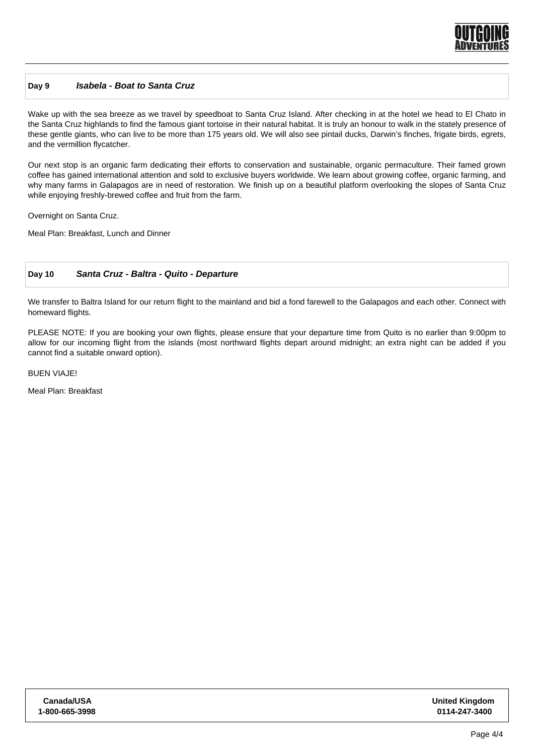## Day 9 *Isabela - Boat to Santa Cruz*

Wake up with the sea breeze as we travel by speedboat to Santa Cruz Island. After checking in at the hotel we head to El Chato in the Santa Cruz highlands to find the famous giant tortoise in their natural habitat. It is truly an honour to walk in the stately presence of these gentle giants, who can live to be more than 175 years old. We will also see pintail ducks, Darwin's finches, frigate birds, egrets, and the vermillion flycatcher.

Our next stop is an organic farm dedicating their efforts to conservation and sustainable, organic permaculture. Their famed grown coffee has gained international attention and sold to exclusive buyers worldwide. We learn about growing coffee, organic farming, and why many farms in Galapagos are in need of restoration. We finish up on a beautiful platform overlooking the slopes of Santa Cruz while enjoying freshly-brewed coffee and fruit from the farm.

Overnight on Santa Cruz.

Meal Plan: Breakfast, Lunch and Dinner

## Day 10 *Santa Cruz - Baltra - Quito - Departure*

We transfer to Baltra Island for our return flight to the mainland and bid a fond farewell to the Galapagos and each other. Connect with homeward flights.

PLEASE NOTE: If you are booking your own flights, please ensure that your departure time from Quito is no earlier than 9:00pm to allow for our incoming flight from the islands (most northward flights depart around midnight; an extra night can be added if you cannot find a suitable onward option).

BUEN VIAJE!

Meal Plan: Breakfast

**Canada/USA**
**1-800-665-3998**

**United Kingdom**
**0114-247-3400**